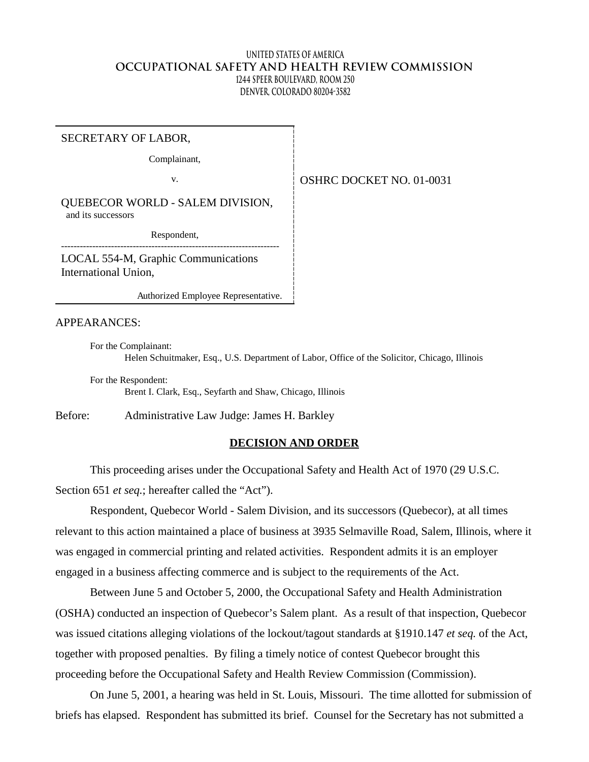UNITED STATES OF AMERICA
**OCCUPATIONAL SAFETY AND HEALTH REVIEW COMMISSION**
1244 SPEER BOULEVARD, ROOM 250
DENVER, COLORADO 80204-3582

| | |
|---|---|
| SECRETARY OF LABOR,<br><br>Complainant,<br><br>v.<br><br>QUEBECOR WORLD - SALEM DIVISION, and its successors<br><br>Respondent,<br>---<br>LOCAL 554-M, Graphic Communications International Union,<br><br>Authorized Employee Representative. | OSHRC DOCKET NO. 01-0031 |

APPEARANCES:

For the Complainant:
Helen Schuitmaker, Esq., U.S. Department of Labor, Office of the Solicitor, Chicago, Illinois

For the Respondent:
Brent I. Clark, Esq., Seyfarth and Shaw, Chicago, Illinois

Before: Administrative Law Judge: James H. Barkley

## DECISION AND ORDER

This proceeding arises under the Occupational Safety and Health Act of 1970 (29 U.S.C. Section 651 *et seq.*; hereafter called the "Act").

Respondent, Quebecor World - Salem Division, and its successors (Quebecor), at all times relevant to this action maintained a place of business at 3935 Selmaville Road, Salem, Illinois, where it was engaged in commercial printing and related activities. Respondent admits it is an employer engaged in a business affecting commerce and is subject to the requirements of the Act.

Between June 5 and October 5, 2000, the Occupational Safety and Health Administration (OSHA) conducted an inspection of Quebecor's Salem plant. As a result of that inspection, Quebecor was issued citations alleging violations of the lockout/tagout standards at §1910.147 *et seq.* of the Act, together with proposed penalties. By filing a timely notice of contest Quebecor brought this proceeding before the Occupational Safety and Health Review Commission (Commission).

On June 5, 2001, a hearing was held in St. Louis, Missouri. The time allotted for submission of briefs has elapsed. Respondent has submitted its brief. Counsel for the Secretary has not submitted a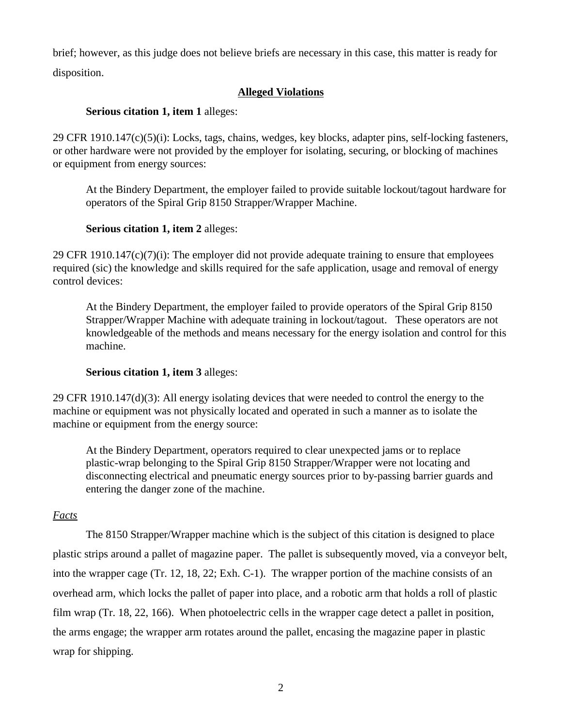brief; however, as this judge does not believe briefs are necessary in this case, this matter is ready for disposition.

## **Alleged Violations**

**Serious citation 1, item 1** alleges:

29 CFR 1910.147(c)(5)(i): Locks, tags, chains, wedges, key blocks, adapter pins, self-locking fasteners, or other hardware were not provided by the employer for isolating, securing, or blocking of machines or equipment from energy sources:

> At the Bindery Department, the employer failed to provide suitable lockout/tagout hardware for operators of the Spiral Grip 8150 Strapper/Wrapper Machine.

**Serious citation 1, item 2** alleges:

29 CFR 1910.147(c)(7)(i): The employer did not provide adequate training to ensure that employees required (sic) the knowledge and skills required for the safe application, usage and removal of energy control devices:

> At the Bindery Department, the employer failed to provide operators of the Spiral Grip 8150 Strapper/Wrapper Machine with adequate training in lockout/tagout. These operators are not knowledgeable of the methods and means necessary for the energy isolation and control for this machine.

**Serious citation 1, item 3** alleges:

29 CFR 1910.147(d)(3): All energy isolating devices that were needed to control the energy to the machine or equipment was not physically located and operated in such a manner as to isolate the machine or equipment from the energy source:

> At the Bindery Department, operators required to clear unexpected jams or to replace plastic-wrap belonging to the Spiral Grip 8150 Strapper/Wrapper were not locating and disconnecting electrical and pneumatic energy sources prior to by-passing barrier guards and entering the danger zone of the machine.

*Facts*

The 8150 Strapper/Wrapper machine which is the subject of this citation is designed to place plastic strips around a pallet of magazine paper. The pallet is subsequently moved, via a conveyor belt, into the wrapper cage (Tr. 12, 18, 22; Exh. C-1). The wrapper portion of the machine consists of an overhead arm, which locks the pallet of paper into place, and a robotic arm that holds a roll of plastic film wrap (Tr. 18, 22, 166). When photoelectric cells in the wrapper cage detect a pallet in position, the arms engage; the wrapper arm rotates around the pallet, encasing the magazine paper in plastic wrap for shipping.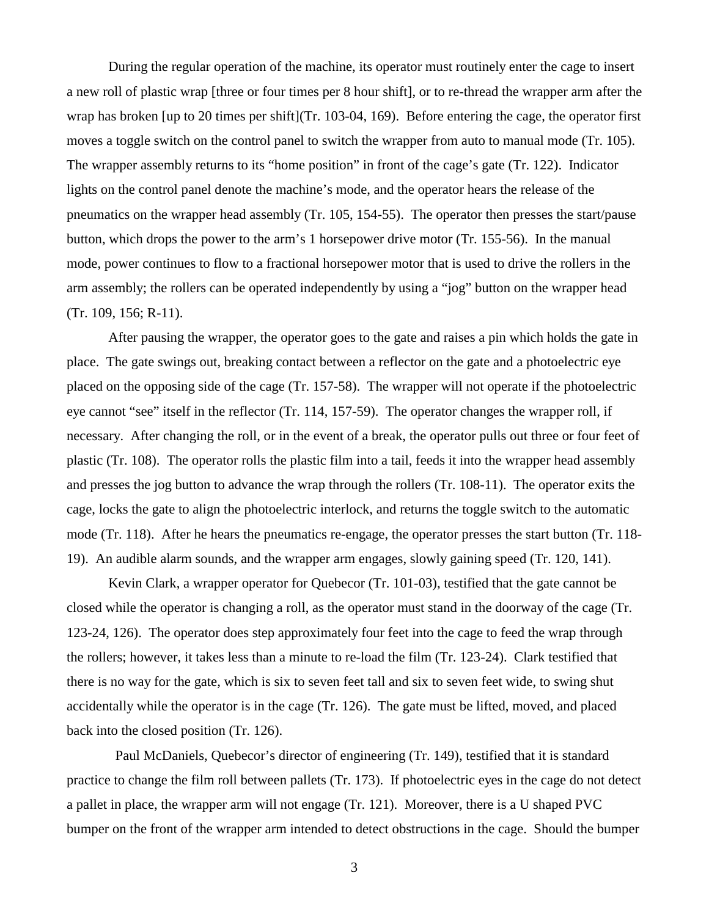During the regular operation of the machine, its operator must routinely enter the cage to insert a new roll of plastic wrap [three or four times per 8 hour shift], or to re-thread the wrapper arm after the wrap has broken [up to 20 times per shift](Tr. 103-04, 169). Before entering the cage, the operator first moves a toggle switch on the control panel to switch the wrapper from auto to manual mode (Tr. 105). The wrapper assembly returns to its "home position" in front of the cage's gate (Tr. 122). Indicator lights on the control panel denote the machine's mode, and the operator hears the release of the pneumatics on the wrapper head assembly (Tr. 105, 154-55). The operator then presses the start/pause button, which drops the power to the arm's 1 horsepower drive motor (Tr. 155-56). In the manual mode, power continues to flow to a fractional horsepower motor that is used to drive the rollers in the arm assembly; the rollers can be operated independently by using a "jog" button on the wrapper head (Tr. 109, 156; R-11).

After pausing the wrapper, the operator goes to the gate and raises a pin which holds the gate in place. The gate swings out, breaking contact between a reflector on the gate and a photoelectric eye placed on the opposing side of the cage (Tr. 157-58). The wrapper will not operate if the photoelectric eye cannot "see" itself in the reflector (Tr. 114, 157-59). The operator changes the wrapper roll, if necessary. After changing the roll, or in the event of a break, the operator pulls out three or four feet of plastic (Tr. 108). The operator rolls the plastic film into a tail, feeds it into the wrapper head assembly and presses the jog button to advance the wrap through the rollers (Tr. 108-11). The operator exits the cage, locks the gate to align the photoelectric interlock, and returns the toggle switch to the automatic mode (Tr. 118). After he hears the pneumatics re-engage, the operator presses the start button (Tr. 118-19). An audible alarm sounds, and the wrapper arm engages, slowly gaining speed (Tr. 120, 141).

Kevin Clark, a wrapper operator for Quebecor (Tr. 101-03), testified that the gate cannot be closed while the operator is changing a roll, as the operator must stand in the doorway of the cage (Tr. 123-24, 126). The operator does step approximately four feet into the cage to feed the wrap through the rollers; however, it takes less than a minute to re-load the film (Tr. 123-24). Clark testified that there is no way for the gate, which is six to seven feet tall and six to seven feet wide, to swing shut accidentally while the operator is in the cage (Tr. 126). The gate must be lifted, moved, and placed back into the closed position (Tr. 126).

Paul McDaniels, Quebecor's director of engineering (Tr. 149), testified that it is standard practice to change the film roll between pallets (Tr. 173). If photoelectric eyes in the cage do not detect a pallet in place, the wrapper arm will not engage (Tr. 121). Moreover, there is a U shaped PVC bumper on the front of the wrapper arm intended to detect obstructions in the cage. Should the bumper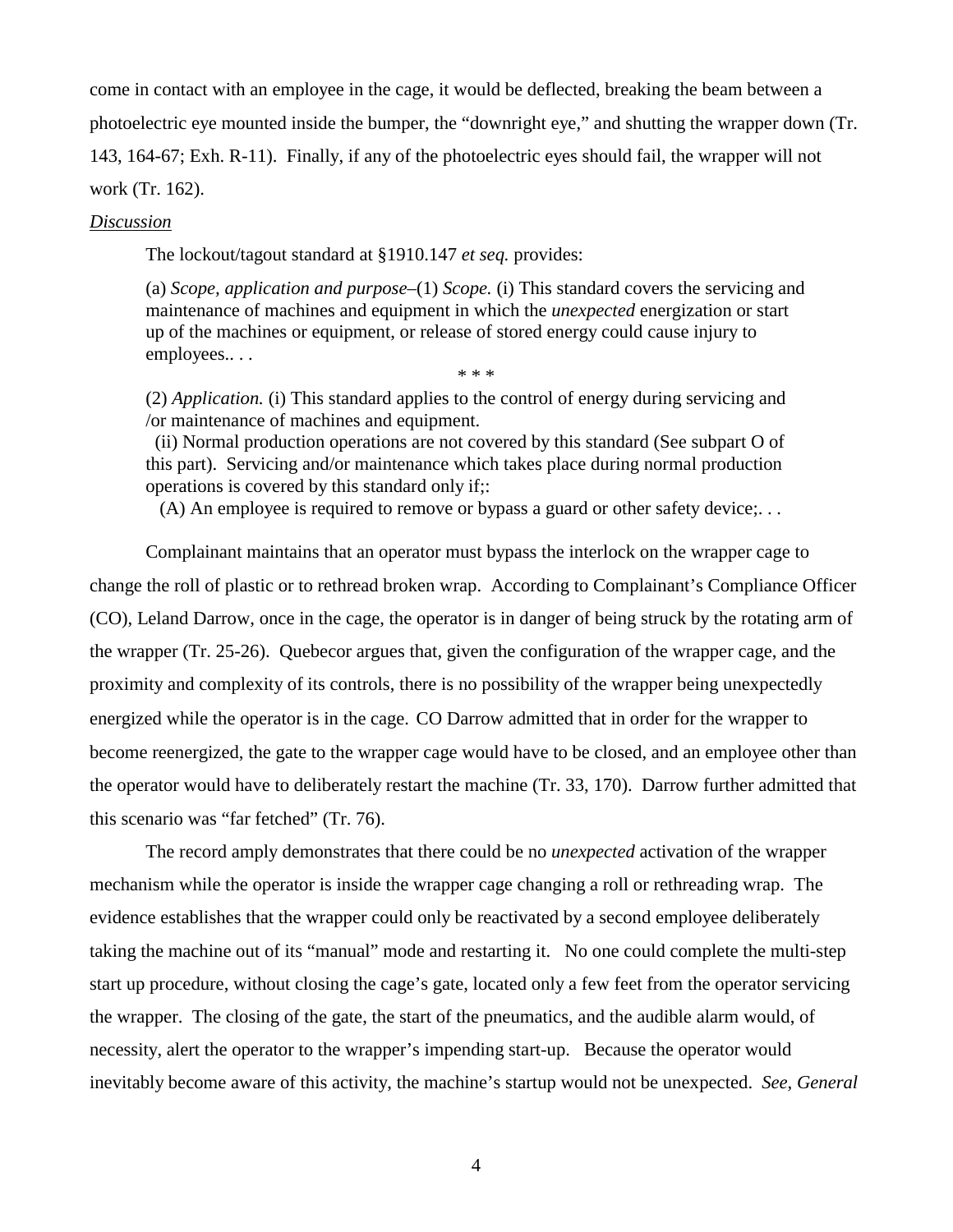come in contact with an employee in the cage, it would be deflected, breaking the beam between a photoelectric eye mounted inside the bumper, the "downright eye," and shutting the wrapper down (Tr. 143, 164-67; Exh. R-11). Finally, if any of the photoelectric eyes should fail, the wrapper will not work (Tr. 162).

*Discussion*

The lockout/tagout standard at §1910.147 *et seq.* provides:

> (a) *Scope, application and purpose*–(1) *Scope.* (i) This standard covers the servicing and maintenance of machines and equipment in which the *unexpected* energization or start up of the machines or equipment, or release of stored energy could cause injury to employees.. . .
>
> \* \* \*
>
> (2) *Application.* (i) This standard applies to the control of energy during servicing and /or maintenance of machines and equipment.
>
> (ii) Normal production operations are not covered by this standard (See subpart O of this part). Servicing and/or maintenance which takes place during normal production operations is covered by this standard only if;:
>
> (A) An employee is required to remove or bypass a guard or other safety device;. . .

Complainant maintains that an operator must bypass the interlock on the wrapper cage to change the roll of plastic or to rethread broken wrap. According to Complainant's Compliance Officer (CO), Leland Darrow, once in the cage, the operator is in danger of being struck by the rotating arm of the wrapper (Tr. 25-26). Quebecor argues that, given the configuration of the wrapper cage, and the proximity and complexity of its controls, there is no possibility of the wrapper being unexpectedly energized while the operator is in the cage. CO Darrow admitted that in order for the wrapper to become reenergized, the gate to the wrapper cage would have to be closed, and an employee other than the operator would have to deliberately restart the machine (Tr. 33, 170). Darrow further admitted that this scenario was "far fetched" (Tr. 76).

The record amply demonstrates that there could be no *unexpected* activation of the wrapper mechanism while the operator is inside the wrapper cage changing a roll or rethreading wrap. The evidence establishes that the wrapper could only be reactivated by a second employee deliberately taking the machine out of its "manual" mode and restarting it. No one could complete the multi-step start up procedure, without closing the cage's gate, located only a few feet from the operator servicing the wrapper. The closing of the gate, the start of the pneumatics, and the audible alarm would, of necessity, alert the operator to the wrapper's impending start-up. Because the operator would inevitably become aware of this activity, the machine's startup would not be unexpected. *See*, *General*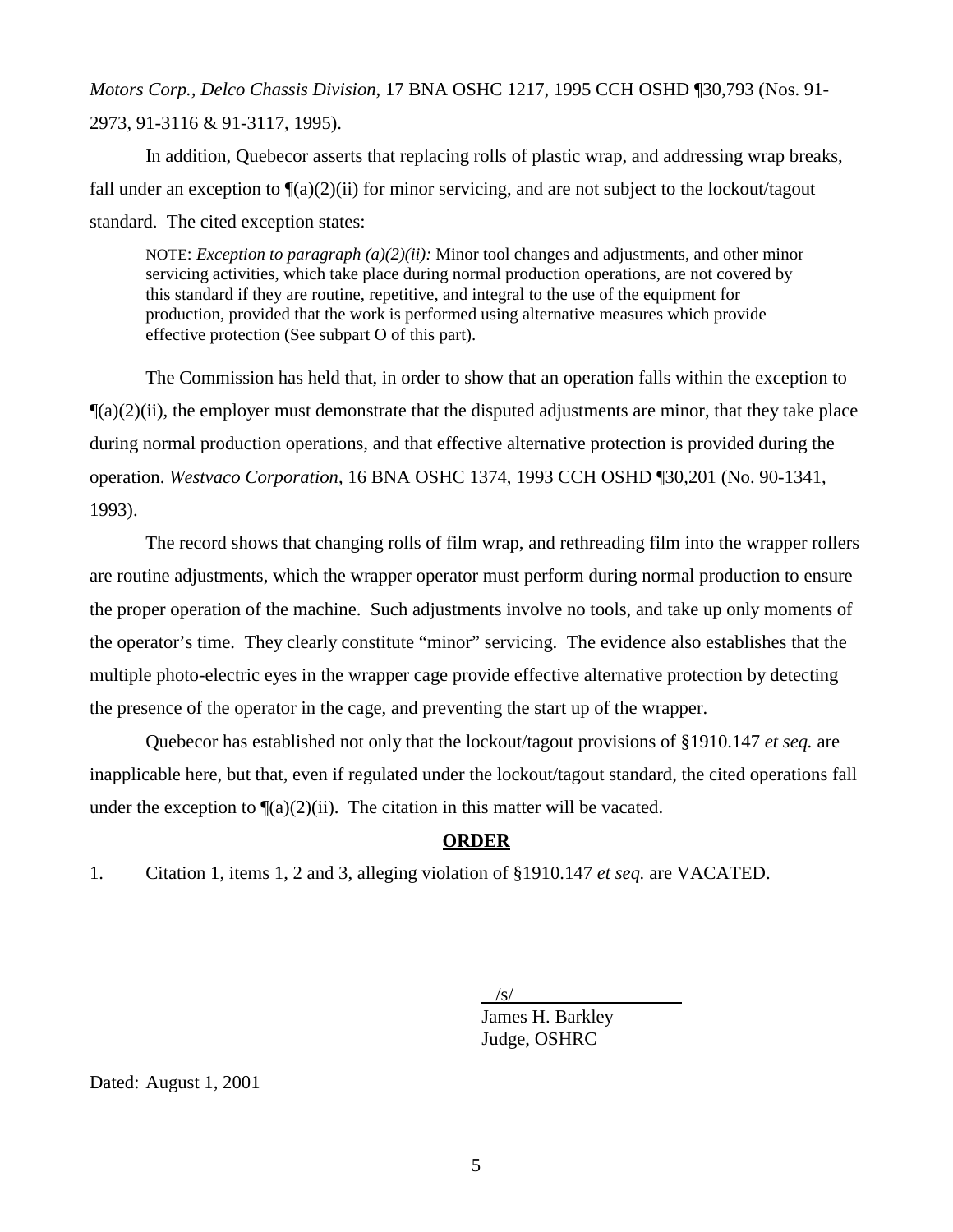*Motors Corp., Delco Chassis Division*, 17 BNA OSHC 1217, 1995 CCH OSHD ¶30,793 (Nos. 91-2973, 91-3116 & 91-3117, 1995).

In addition, Quebecor asserts that replacing rolls of plastic wrap, and addressing wrap breaks, fall under an exception to ¶(a)(2)(ii) for minor servicing, and are not subject to the lockout/tagout standard. The cited exception states:

> NOTE: *Exception to paragraph (a)(2)(ii):* Minor tool changes and adjustments, and other minor servicing activities, which take place during normal production operations, are not covered by this standard if they are routine, repetitive, and integral to the use of the equipment for production, provided that the work is performed using alternative measures which provide effective protection (See subpart O of this part).

The Commission has held that, in order to show that an operation falls within the exception to ¶(a)(2)(ii), the employer must demonstrate that the disputed adjustments are minor, that they take place during normal production operations, and that effective alternative protection is provided during the operation. *Westvaco Corporation*, 16 BNA OSHC 1374, 1993 CCH OSHD ¶30,201 (No. 90-1341, 1993).

The record shows that changing rolls of film wrap, and rethreading film into the wrapper rollers are routine adjustments, which the wrapper operator must perform during normal production to ensure the proper operation of the machine. Such adjustments involve no tools, and take up only moments of the operator's time. They clearly constitute "minor" servicing. The evidence also establishes that the multiple photo-electric eyes in the wrapper cage provide effective alternative protection by detecting the presence of the operator in the cage, and preventing the start up of the wrapper.

Quebecor has established not only that the lockout/tagout provisions of §1910.147 *et seq.* are inapplicable here, but that, even if regulated under the lockout/tagout standard, the cited operations fall under the exception to ¶(a)(2)(ii). The citation in this matter will be vacated.

## ORDER

1. Citation 1, items 1, 2 and 3, alleging violation of §1910.147 *et seq.* are VACATED.

/s/
James H. Barkley
Judge, OSHRC

Dated: August 1, 2001